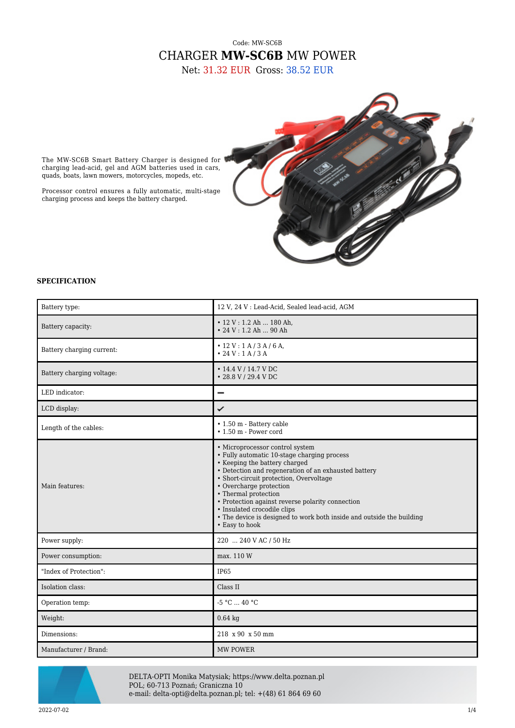Code: MW-SC6B

# CHARGER **MW-SC6B** MW POWER

Net: 31.32 EUR Gross: 38.52 EUR

The MW-SC6B Smart Battery Charger is designed for charging lead-acid, gel and AGM batteries used in cars, quads, boats, lawn mowers, motorcycles, mopeds, etc.

Processor control ensures a fully automatic, multi-stage charging process and keeps the battery charged.

**SPECIFICATION**

| | |
|---|---|
| Battery type: | 12 V, 24 V : Lead-Acid, Sealed lead-acid, AGM |
| Battery capacity: | • 12 V : 1.2 Ah ... 180 Ah,<br>• 24 V : 1.2 Ah ... 90 Ah |
| Battery charging current: | • 12 V : 1 A / 3 A / 6 A,<br>• 24 V : 1 A / 3 A |
| Battery charging voltage: | • 14.4 V / 14.7 V DC<br>• 28.8 V / 29.4 V DC |
| LED indicator: | – |
| LCD display: | ✔ |
| Length of the cables: | • 1.50 m - Battery cable<br>• 1.50 m - Power cord |
| Main features: | • Microprocessor control system<br>• Fully automatic 10-stage charging process<br>• Keeping the battery charged<br>• Detection and regeneration of an exhausted battery<br>• Short-circuit protection, Overvoltage<br>• Overcharge protection<br>• Thermal protection<br>• Protection against reverse polarity connection<br>• Insulated crocodile clips<br>• The device is designed to work both inside and outside the building<br>• Easy to hook |
| Power supply: | 220 ... 240 V AC / 50 Hz |
| Power consumption: | max. 110 W |
| "Index of Protection": | IP65 |
| Isolation class: | Class II |
| Operation temp: | -5 °C ... 40 °C |
| Weight: | 0.64 kg |
| Dimensions: | 218 x 90 x 50 mm |
| Manufacturer / Brand: | MW POWER |

DELTA-OPTI Monika Matysiak; https://www.delta.poznan.pl
POL; 60-713 Poznań; Graniczna 10
e-mail: delta-opti@delta.poznan.pl; tel: +(48) 61 864 69 60

2022-07-02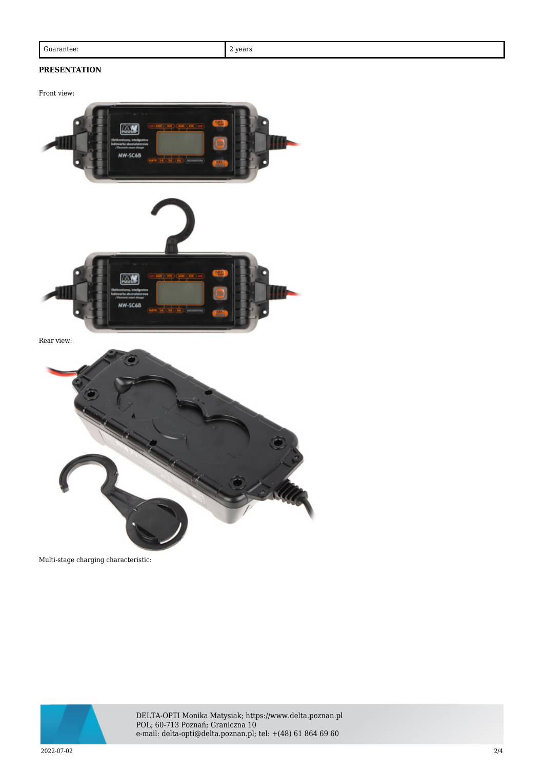| Guarantee: | 2 years |
|---|---|

**PRESENTATION**

Front view:

Rear view:

Multi-stage charging characteristic: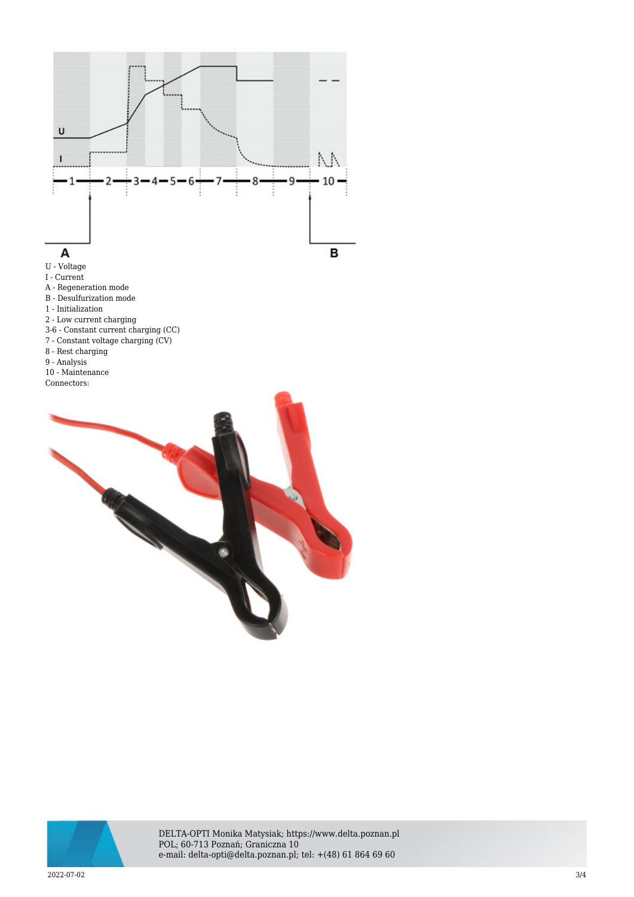U - Voltage
I - Current
A - Regeneration mode
B - Desulfurization mode
1 - Initialization
2 - Low current charging
3-6 - Constant current charging (CC)
7 - Constant voltage charging (CV)
8 - Rest charging
9 - Analysis
10 - Maintenance
Connectors: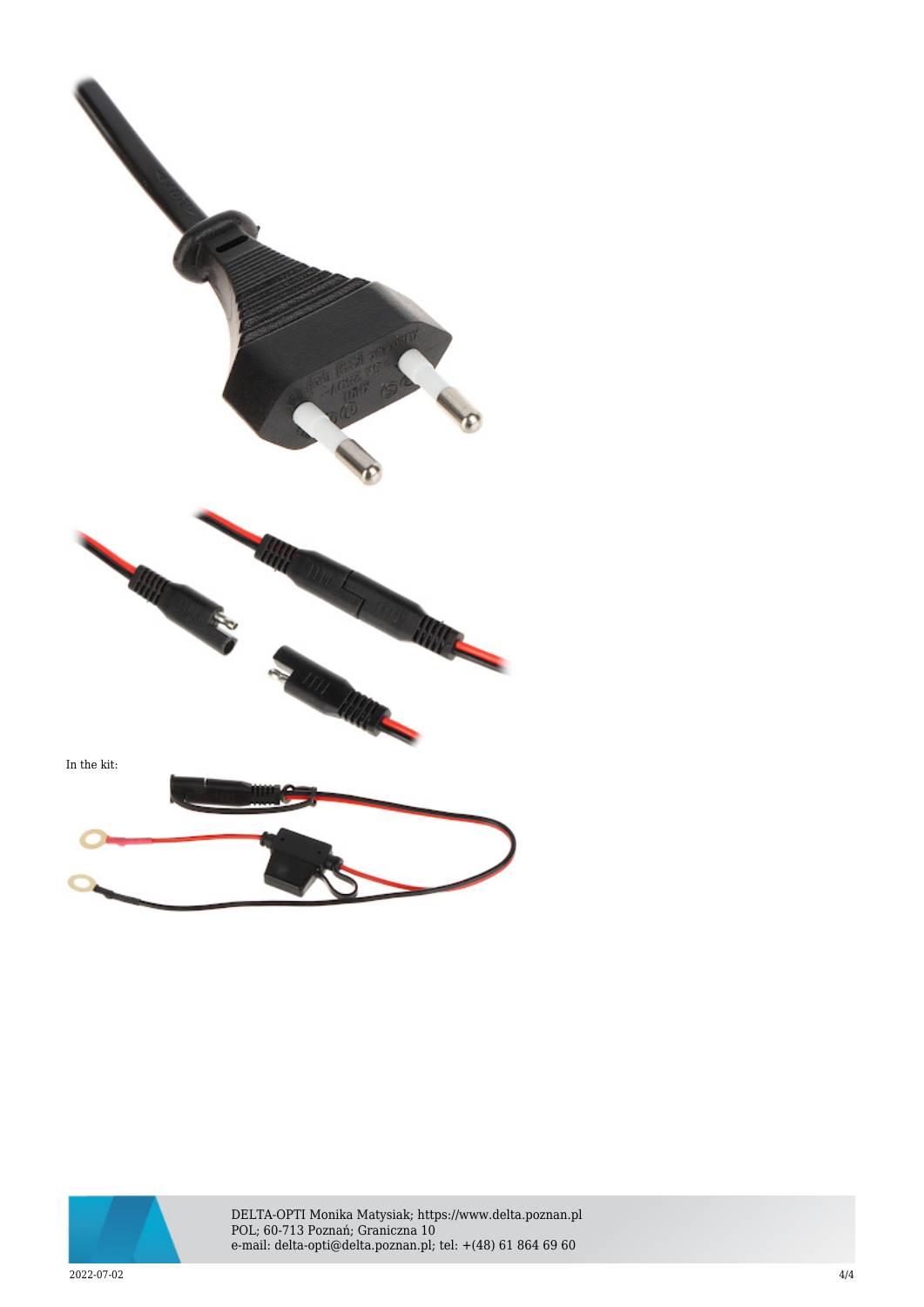In the kit: